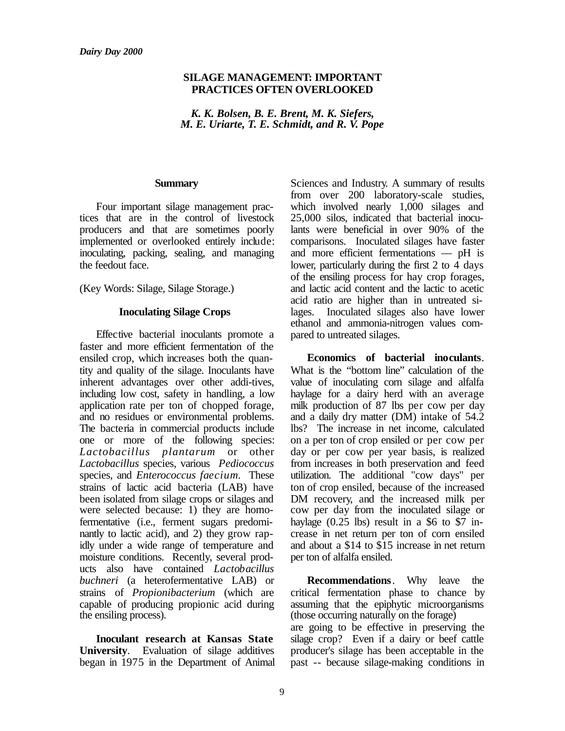# SILAGE MANAGEMENT: IMPORTANT PRACTICES OFTEN OVERLOOKED

*K. K. Bolsen, B. E. Brent, M. K. Siefers, M. E. Uriarte, T. E. Schmidt, and R. V. Pope*

## Summary

Four important silage management practices that are in the control of livestock producers and that are sometimes poorly implemented or overlooked entirely include: inoculating, packing, sealing, and managing the feedout face.

(Key Words: Silage, Silage Storage.)

## Inoculating Silage Crops

Effective bacterial inoculants promote a faster and more efficient fermentation of the ensiled crop, which increases both the quantity and quality of the silage. Inoculants have inherent advantages over other addi-tives, including low cost, safety in handling, a low application rate per ton of chopped forage, and no residues or environmental problems. The bacteria in commercial products include one or more of the following species: *Lactobacillus plantarum* or other *Lactobacillus* species, various *Pediococcus* species, and *Enterococcus faecium*. These strains of lactic acid bacteria (LAB) have been isolated from silage crops or silages and were selected because: 1) they are homofermentative (i.e., ferment sugars predominantly to lactic acid), and 2) they grow rapidly under a wide range of temperature and moisture conditions. Recently, several products also have contained *Lactobacillus buchneri* (a heterofermentative LAB) or strains of *Propionibacterium* (which are capable of producing propionic acid during the ensiling process).

**Inoculant research at Kansas State University**. Evaluation of silage additives began in 1975 in the Department of Animal Sciences and Industry. A summary of results from over 200 laboratory-scale studies, which involved nearly 1,000 silages and 25,000 silos, indicated that bacterial inoculants were beneficial in over 90% of the comparisons. Inoculated silages have faster and more efficient fermentations — pH is lower, particularly during the first 2 to 4 days of the ensiling process for hay crop forages, and lactic acid content and the lactic to acetic acid ratio are higher than in untreated silages. Inoculated silages also have lower ethanol and ammonia-nitrogen values compared to untreated silages.

**Economics of bacterial inoculants**. What is the "bottom line" calculation of the value of inoculating corn silage and alfalfa haylage for a dairy herd with an average milk production of 87 lbs per cow per day and a daily dry matter (DM) intake of 54.2 lbs? The increase in net income, calculated on a per ton of crop ensiled or per cow per day or per cow per year basis, is realized from increases in both preservation and feed utilization. The additional "cow days" per ton of crop ensiled, because of the increased DM recovery, and the increased milk per cow per day from the inoculated silage or haylage (0.25 lbs) result in a $6 to $7 increase in net return per ton of corn ensiled and about a $14 to $15 increase in net return per ton of alfalfa ensiled.

**Recommendations**. Why leave the critical fermentation phase to chance by assuming that the epiphytic microorganisms (those occurring naturally on the forage) are going to be effective in preserving the silage crop? Even if a dairy or beef cattle producer's silage has been acceptable in the past -- because silage-making conditions in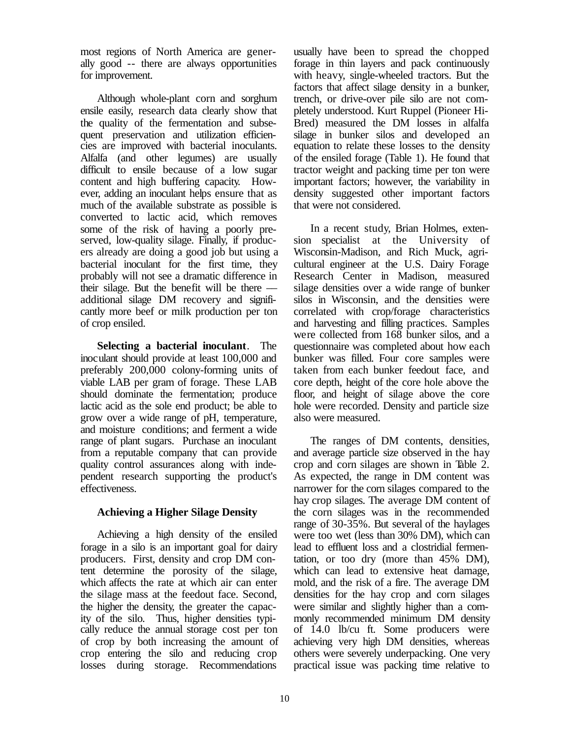most regions of North America are generally good -- there are always opportunities for improvement.

Although whole-plant corn and sorghum ensile easily, research data clearly show that the quality of the fermentation and subsequent preservation and utilization efficiencies are improved with bacterial inoculants. Alfalfa (and other legumes) are usually difficult to ensile because of a low sugar content and high buffering capacity. However, adding an inoculant helps ensure that as much of the available substrate as possible is converted to lactic acid, which removes some of the risk of having a poorly preserved, low-quality silage. Finally, if producers already are doing a good job but using a bacterial inoculant for the first time, they probably will not see a dramatic difference in their silage. But the benefit will be there — additional silage DM recovery and significantly more beef or milk production per ton of crop ensiled.

**Selecting a bacterial inoculant**. The inoculant should provide at least 100,000 and preferably 200,000 colony-forming units of viable LAB per gram of forage. These LAB should dominate the fermentation; produce lactic acid as the sole end product; be able to grow over a wide range of pH, temperature, and moisture conditions; and ferment a wide range of plant sugars. Purchase an inoculant from a reputable company that can provide quality control assurances along with independent research supporting the product's effectiveness.

### Achieving a Higher Silage Density

Achieving a high density of the ensiled forage in a silo is an important goal for dairy producers. First, density and crop DM content determine the porosity of the silage, which affects the rate at which air can enter the silage mass at the feedout face. Second, the higher the density, the greater the capacity of the silo. Thus, higher densities typically reduce the annual storage cost per ton of crop by both increasing the amount of crop entering the silo and reducing crop losses during storage. Recommendations usually have been to spread the chopped forage in thin layers and pack continuously with heavy, single-wheeled tractors. But the factors that affect silage density in a bunker, trench, or drive-over pile silo are not completely understood. Kurt Ruppel (Pioneer Hi-Bred) measured the DM losses in alfalfa silage in bunker silos and developed an equation to relate these losses to the density of the ensiled forage (Table 1). He found that tractor weight and packing time per ton were important factors; however, the variability in density suggested other important factors that were not considered.

In a recent study, Brian Holmes, extension specialist at the University of Wisconsin-Madison, and Rich Muck, agricultural engineer at the U.S. Dairy Forage Research Center in Madison, measured silage densities over a wide range of bunker silos in Wisconsin, and the densities were correlated with crop/forage characteristics and harvesting and filling practices. Samples were collected from 168 bunker silos, and a questionnaire was completed about how each bunker was filled. Four core samples were taken from each bunker feedout face, and core depth, height of the core hole above the floor, and height of silage above the core hole were recorded. Density and particle size also were measured.

The ranges of DM contents, densities, and average particle size observed in the hay crop and corn silages are shown in Table 2. As expected, the range in DM content was narrower for the corn silages compared to the hay crop silages. The average DM content of the corn silages was in the recommended range of 30-35%. But several of the haylages were too wet (less than 30% DM), which can lead to effluent loss and a clostridial fermentation, or too dry (more than 45% DM), which can lead to extensive heat damage, mold, and the risk of a fire. The average DM densities for the hay crop and corn silages were similar and slightly higher than a commonly recommended minimum DM density of 14.0 lb/cu ft. Some producers were achieving very high DM densities, whereas others were severely underpacking. One very practical issue was packing time relative to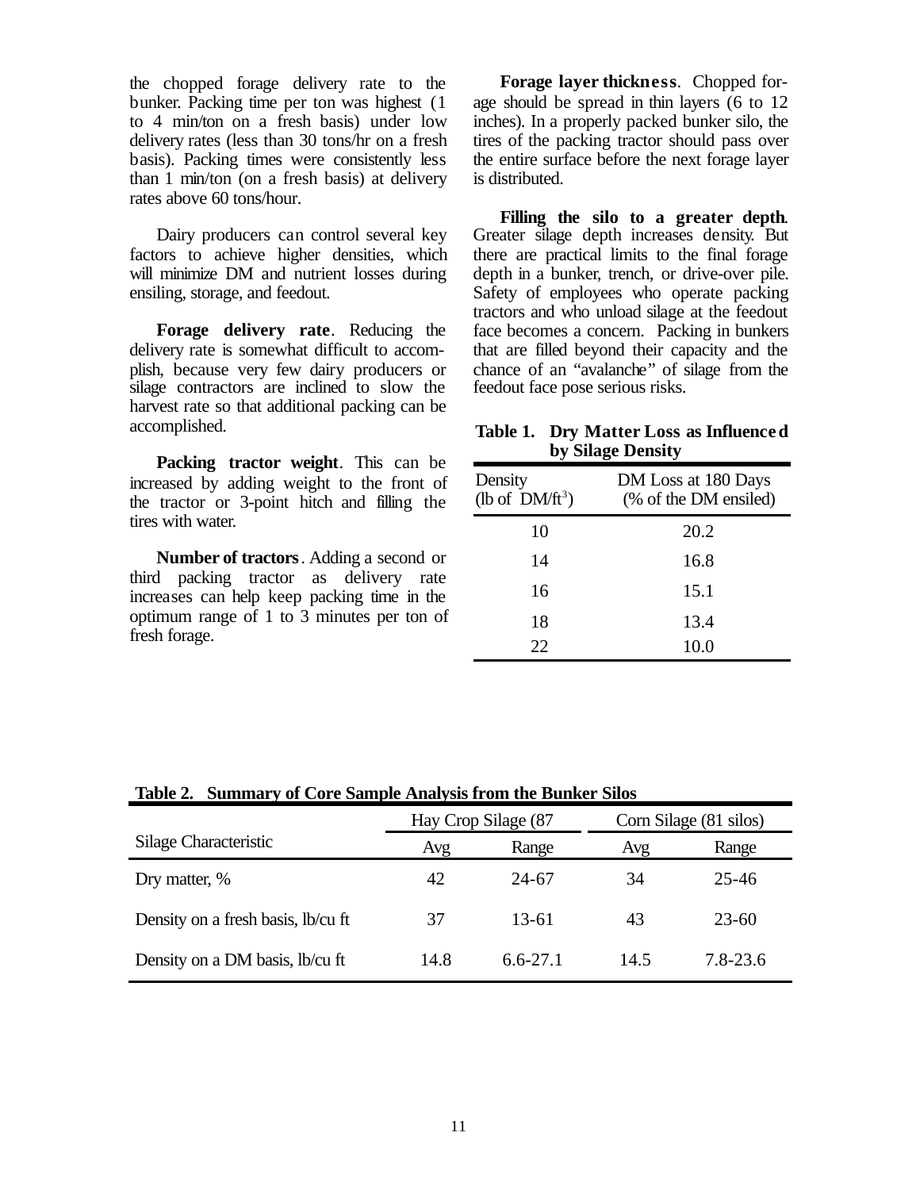the chopped forage delivery rate to the bunker. Packing time per ton was highest (1 to 4 min/ton on a fresh basis) under low delivery rates (less than 30 tons/hr on a fresh basis). Packing times were consistently less than 1 min/ton (on a fresh basis) at delivery rates above 60 tons/hour.

Dairy producers can control several key factors to achieve higher densities, which will minimize DM and nutrient losses during ensiling, storage, and feedout.

**Forage delivery rate**. Reducing the delivery rate is somewhat difficult to accomplish, because very few dairy producers or silage contractors are inclined to slow the harvest rate so that additional packing can be accomplished.

**Packing tractor weight**. This can be increased by adding weight to the front of the tractor or 3-point hitch and filling the tires with water.

**Number of tractors**. Adding a second or third packing tractor as delivery rate increases can help keep packing time in the optimum range of 1 to 3 minutes per ton of fresh forage.

**Forage layer thickness**. Chopped forage should be spread in thin layers (6 to 12 inches). In a properly packed bunker silo, the tires of the packing tractor should pass over the entire surface before the next forage layer is distributed.

**Filling the silo to a greater depth**. Greater silage depth increases density. But there are practical limits to the final forage depth in a bunker, trench, or drive-over pile. Safety of employees who operate packing tractors and who unload silage at the feedout face becomes a concern. Packing in bunkers that are filled beyond their capacity and the chance of an "avalanche" of silage from the feedout face pose serious risks.

**Table 1. Dry Matter Loss as Influenced by Silage Density**

| Density (lb of $DM/ft^3$) | DM Loss at 180 Days (% of the DM ensiled) |
|---|---|
| 10 | 20.2 |
| 14 | 16.8 |
| 16 | 15.1 |
| 18 | 13.4 |
| 22 | 10.0 |

**Table 2. Summary of Core Sample Analysis from the Bunker Silos**

| Silage Characteristic | Hay Crop Silage (87 | | Corn Silage (81 silos) | |
|---|---|---|---|---|
| | Avg | Range | Avg | Range |
| Dry matter, % | 42 | 24-67 | 34 | 25-46 |
| Density on a fresh basis, lb/cu ft | 37 | 13-61 | 43 | 23-60 |
| Density on a DM basis, lb/cu ft | 14.8 | 6.6-27.1 | 14.5 | 7.8-23.6 |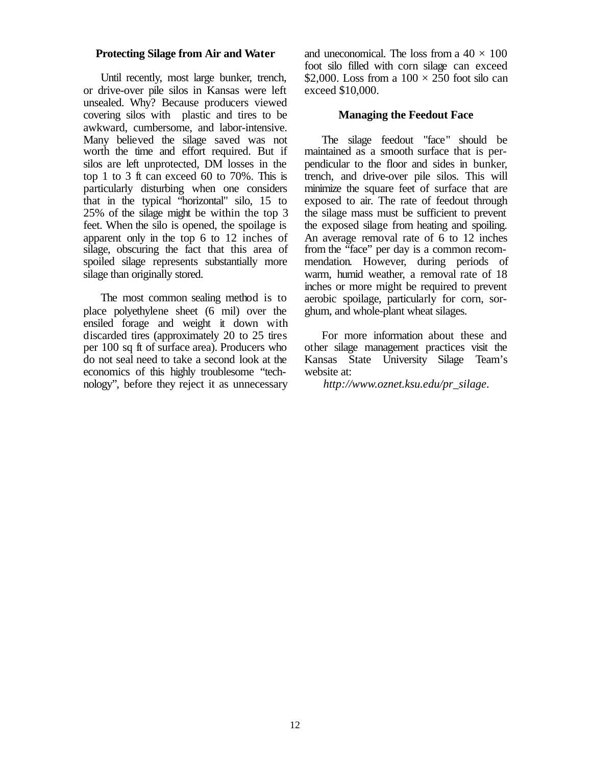### Protecting Silage from Air and Water

Until recently, most large bunker, trench, or drive-over pile silos in Kansas were left unsealed. Why? Because producers viewed covering silos with plastic and tires to be awkward, cumbersome, and labor-intensive. Many believed the silage saved was not worth the time and effort required. But if silos are left unprotected, DM losses in the top 1 to 3 ft can exceed 60 to 70%. This is particularly disturbing when one considers that in the typical "horizontal" silo, 15 to 25% of the silage might be within the top 3 feet. When the silo is opened, the spoilage is apparent only in the top 6 to 12 inches of silage, obscuring the fact that this area of spoiled silage represents substantially more silage than originally stored.

The most common sealing method is to place polyethylene sheet (6 mil) over the ensiled forage and weight it down with discarded tires (approximately 20 to 25 tires per 100 sq ft of surface area). Producers who do not seal need to take a second look at the economics of this highly troublesome "technology", before they reject it as unnecessary and uneconomical. The loss from a 40 × 100 foot silo filled with corn silage can exceed \$2,000. Loss from a 100 × 250 foot silo can exceed \$10,000.

### Managing the Feedout Face

The silage feedout "face" should be maintained as a smooth surface that is perpendicular to the floor and sides in bunker, trench, and drive-over pile silos. This will minimize the square feet of surface that are exposed to air. The rate of feedout through the silage mass must be sufficient to prevent the exposed silage from heating and spoiling. An average removal rate of 6 to 12 inches from the "face" per day is a common recommendation. However, during periods of warm, humid weather, a removal rate of 18 inches or more might be required to prevent aerobic spoilage, particularly for corn, sorghum, and whole-plant wheat silages.

For more information about these and other silage management practices visit the Kansas State University Silage Team's website at:

*http://www.oznet.ksu.edu/pr_silage*.